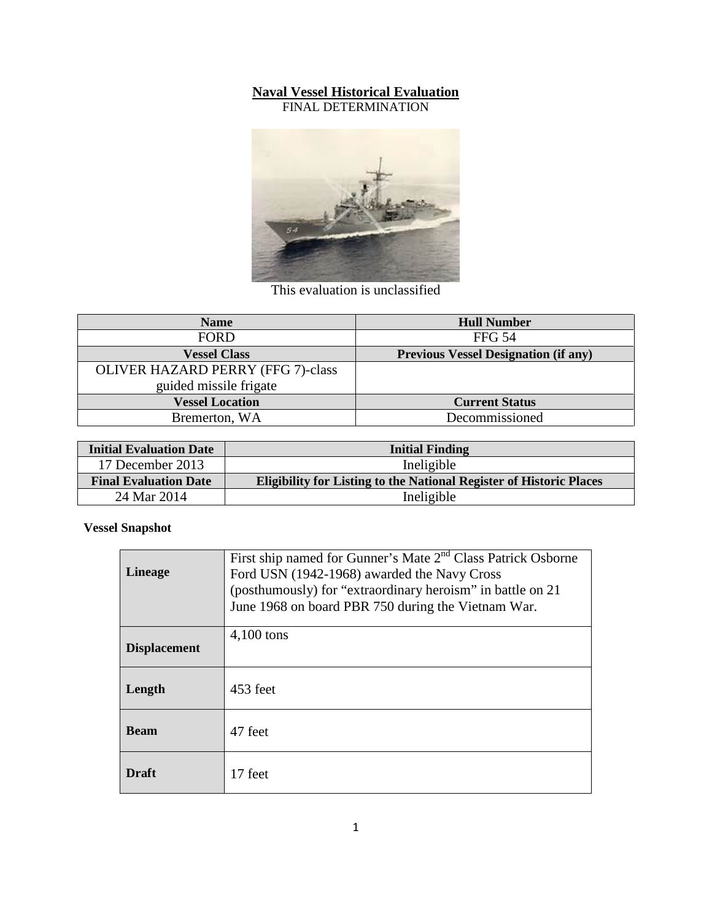# Naval Vessel Historical Evaluation

FINAL DETERMINATION

This evaluation is unclassified

| Name | Hull Number |
| --- | --- |
| FORD | FFG 54 |
| **Vessel Class** | **Previous Vessel Designation (if any)** |
| OLIVER HAZARD PERRY (FFG 7)-class guided missile frigate | |
| **Vessel Location** | **Current Status** |
| Bremerton, WA | Decommissioned |

| Initial Evaluation Date | Initial Finding |
| --- | --- |
| 17 December 2013 | Ineligible |
| **Final Evaluation Date** | **Eligibility for Listing to the National Register of Historic Places** |
| 24 Mar 2014 | Ineligible |

**Vessel Snapshot**

| | |
| --- | --- |
| **Lineage** | First ship named for Gunner's Mate 2nd Class Patrick Osborne Ford USN (1942-1968) awarded the Navy Cross (posthumously) for "extraordinary heroism" in battle on 21 June 1968 on board PBR 750 during the Vietnam War. |
| **Displacement** | 4,100 tons |
| **Length** | 453 feet |
| **Beam** | 47 feet |
| **Draft** | 17 feet |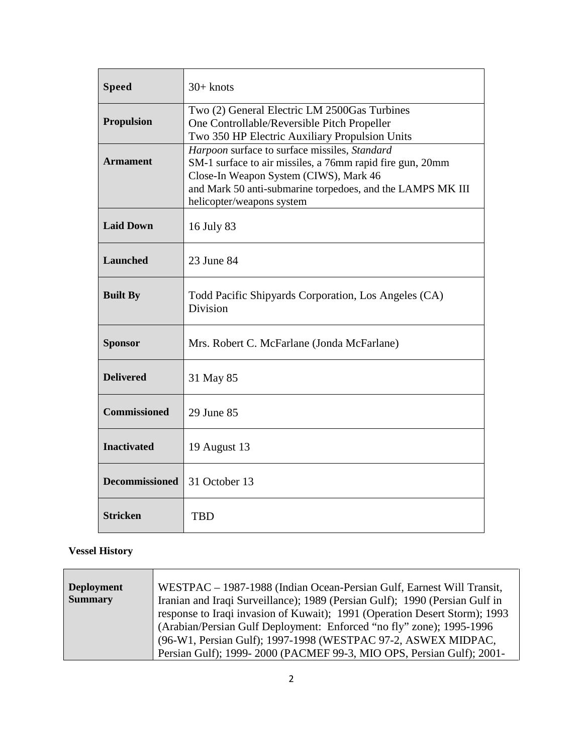| | |
|---|---|
| **Speed** | 30+ knots |
| **Propulsion** | Two (2) General Electric LM 2500Gas Turbines<br>One Controllable/Reversible Pitch Propeller<br>Two 350 HP Electric Auxiliary Propulsion Units |
| **Armament** | *Harpoon* surface to surface missiles, *Standard* SM-1 surface to air missiles, a 76mm rapid fire gun, 20mm Close-In Weapon System (CIWS), Mark 46 and Mark 50 anti-submarine torpedoes, and the LAMPS MK III helicopter/weapons system |
| **Laid Down** | 16 July 83 |
| **Launched** | 23 June 84 |
| **Built By** | Todd Pacific Shipyards Corporation, Los Angeles (CA) Division |
| **Sponsor** | Mrs. Robert C. McFarlane (Jonda McFarlane) |
| **Delivered** | 31 May 85 |
| **Commissioned** | 29 June 85 |
| **Inactivated** | 19 August 13 |
| **Decommissioned** | 31 October 13 |
| **Stricken** | TBD |

**Vessel History**

| | |
|---|---|
| **Deployment Summary** | WESTPAC – 1987-1988 (Indian Ocean-Persian Gulf, Earnest Will Transit, Iranian and Iraqi Surveillance); 1989 (Persian Gulf); 1990 (Persian Gulf in response to Iraqi invasion of Kuwait); 1991 (Operation Desert Storm); 1993 (Arabian/Persian Gulf Deployment: Enforced "no fly" zone); 1995-1996 (96-W1, Persian Gulf); 1997-1998 (WESTPAC 97-2, ASWEX MIDPAC, Persian Gulf); 1999- 2000 (PACMEF 99-3, MIO OPS, Persian Gulf); 2001- |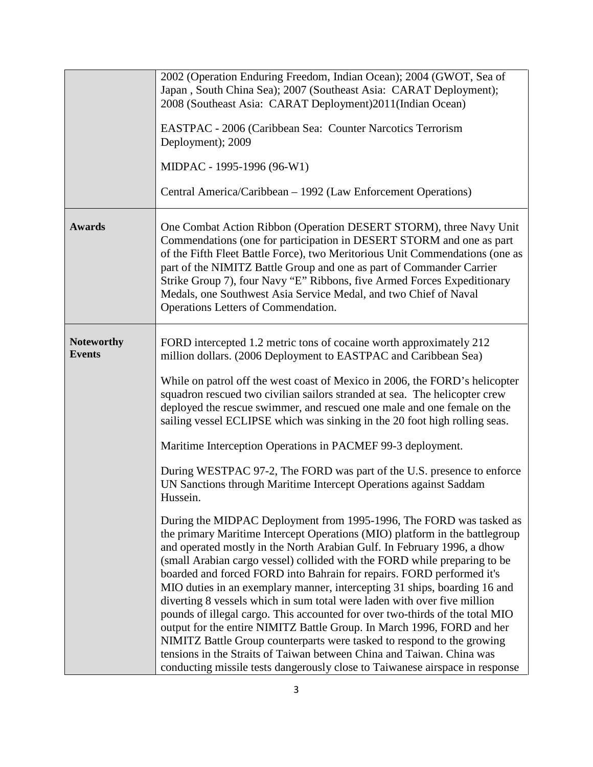| | |
|---|---|
| | 2002 (Operation Enduring Freedom, Indian Ocean); 2004 (GWOT, Sea of Japan , South China Sea); 2007 (Southeast Asia: CARAT Deployment); 2008 (Southeast Asia: CARAT Deployment)2011(Indian Ocean)<br><br>EASTPAC - 2006 (Caribbean Sea: Counter Narcotics Terrorism Deployment); 2009<br><br>MIDPAC - 1995-1996 (96-W1)<br><br>Central America/Caribbean – 1992 (Law Enforcement Operations) |
| **Awards** | One Combat Action Ribbon (Operation DESERT STORM), three Navy Unit Commendations (one for participation in DESERT STORM and one as part of the Fifth Fleet Battle Force), two Meritorious Unit Commendations (one as part of the NIMITZ Battle Group and one as part of Commander Carrier Strike Group 7), four Navy "E" Ribbons, five Armed Forces Expeditionary Medals, one Southwest Asia Service Medal, and two Chief of Naval Operations Letters of Commendation. |
| **Noteworthy Events** | FORD intercepted 1.2 metric tons of cocaine worth approximately 212 million dollars. (2006 Deployment to EASTPAC and Caribbean Sea)<br><br>While on patrol off the west coast of Mexico in 2006, the FORD's helicopter squadron rescued two civilian sailors stranded at sea. The helicopter crew deployed the rescue swimmer, and rescued one male and one female on the sailing vessel ECLIPSE which was sinking in the 20 foot high rolling seas.<br><br>Maritime Interception Operations in PACMEF 99-3 deployment.<br><br>During WESTPAC 97-2, The FORD was part of the U.S. presence to enforce UN Sanctions through Maritime Intercept Operations against Saddam Hussein.<br><br>During the MIDPAC Deployment from 1995-1996, The FORD was tasked as the primary Maritime Intercept Operations (MIO) platform in the battlegroup and operated mostly in the North Arabian Gulf. In February 1996, a dhow (small Arabian cargo vessel) collided with the FORD while preparing to be boarded and forced FORD into Bahrain for repairs. FORD performed it's MIO duties in an exemplary manner, intercepting 31 ships, boarding 16 and diverting 8 vessels which in sum total were laden with over five million pounds of illegal cargo. This accounted for over two-thirds of the total MIO output for the entire NIMITZ Battle Group. In March 1996, FORD and her NIMITZ Battle Group counterparts were tasked to respond to the growing tensions in the Straits of Taiwan between China and Taiwan. China was conducting missile tests dangerously close to Taiwanese airspace in response |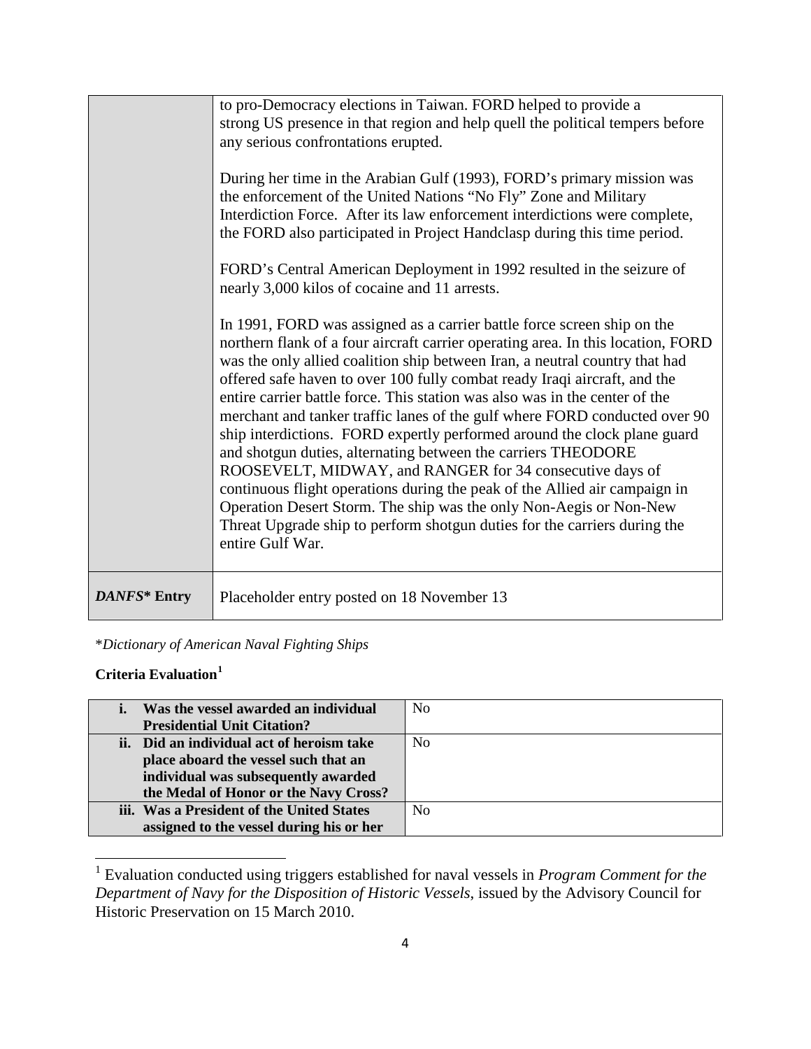| | |
|---|---|
| | to pro-Democracy elections in Taiwan. FORD helped to provide a strong US presence in that region and help quell the political tempers before any serious confrontations erupted.<br><br>During her time in the Arabian Gulf (1993), FORD's primary mission was the enforcement of the United Nations "No Fly" Zone and Military Interdiction Force. After its law enforcement interdictions were complete, the FORD also participated in Project Handclasp during this time period.<br><br>FORD's Central American Deployment in 1992 resulted in the seizure of nearly 3,000 kilos of cocaine and 11 arrests.<br><br>In 1991, FORD was assigned as a carrier battle force screen ship on the northern flank of a four aircraft carrier operating area. In this location, FORD was the only allied coalition ship between Iran, a neutral country that had offered safe haven to over 100 fully combat ready Iraqi aircraft, and the entire carrier battle force. This station was also was in the center of the merchant and tanker traffic lanes of the gulf where FORD conducted over 90 ship interdictions. FORD expertly performed around the clock plane guard and shotgun duties, alternating between the carriers THEODORE ROOSEVELT, MIDWAY, and RANGER for 34 consecutive days of continuous flight operations during the peak of the Allied air campaign in Operation Desert Storm. The ship was the only Non-Aegis or Non-New Threat Upgrade ship to perform shotgun duties for the carriers during the entire Gulf War. |
| ***DANFS\* Entry*** | Placeholder entry posted on 18 November 13 |

*\*Dictionary of American Naval Fighting Ships*

**Criteria Evaluation**[1]

| | |
|---|---|
| **i. Was the vessel awarded an individual Presidential Unit Citation?** | No |
| **ii. Did an individual act of heroism take place aboard the vessel such that an individual was subsequently awarded the Medal of Honor or the Navy Cross?** | No |
| **iii. Was a President of the United States assigned to the vessel during his or her** | No |

[1] Evaluation conducted using triggers established for naval vessels in *Program Comment for the Department of Navy for the Disposition of Historic Vessels*, issued by the Advisory Council for Historic Preservation on 15 March 2010.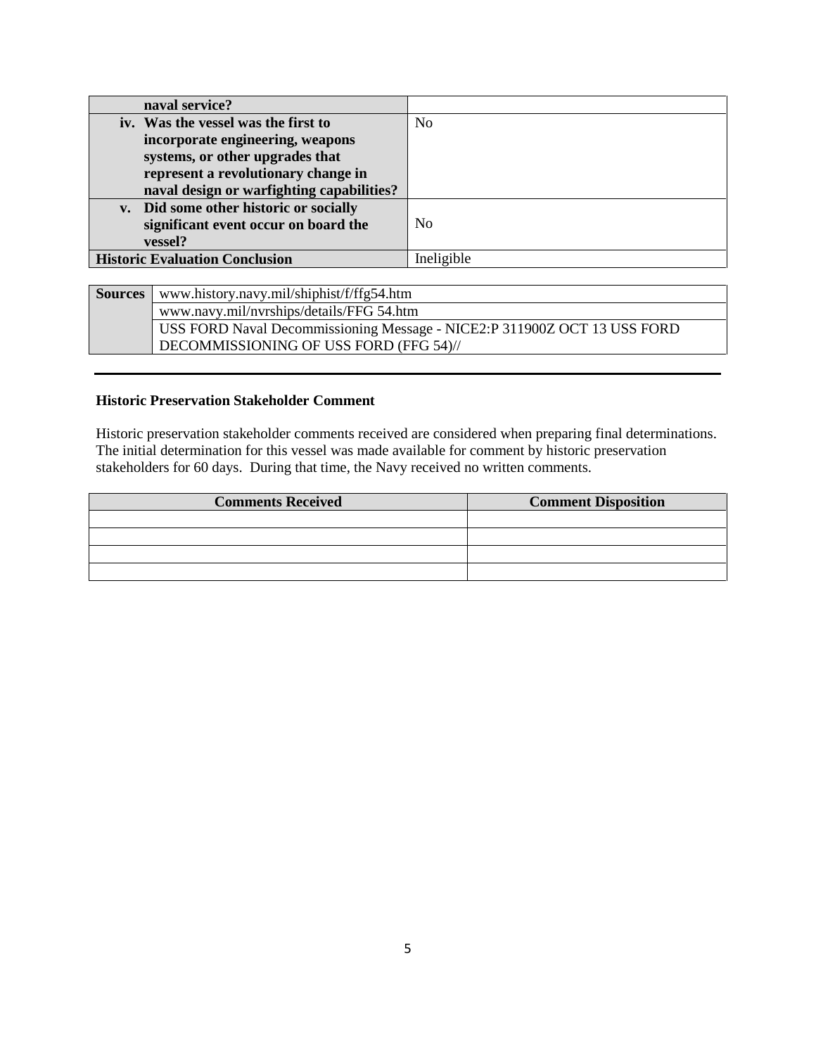| | |
|---|---|
| **naval service?** | |
| **iv. Was the vessel was the first to incorporate engineering, weapons systems, or other upgrades that represent a revolutionary change in naval design or warfighting capabilities?** | No |
| **v. Did some other historic or socially significant event occur on board the vessel?** | No |
| **Historic Evaluation Conclusion** | Ineligible |

| | |
|---|---|
| **Sources** | www.history.navy.mil/shiphist/f/ffg54.htm |
| | www.navy.mil/nvrships/details/FFG 54.htm |
| | USS FORD Naval Decommissioning Message - NICE2:P 311900Z OCT 13 USS FORD DECOMMISSIONING OF USS FORD (FFG 54)// |

---

**Historic Preservation Stakeholder Comment**

Historic preservation stakeholder comments received are considered when preparing final determinations. The initial determination for this vessel was made available for comment by historic preservation stakeholders for 60 days. During that time, the Navy received no written comments.

| Comments Received | Comment Disposition |
|---|---|
| | |
| | |
| | |
| | |